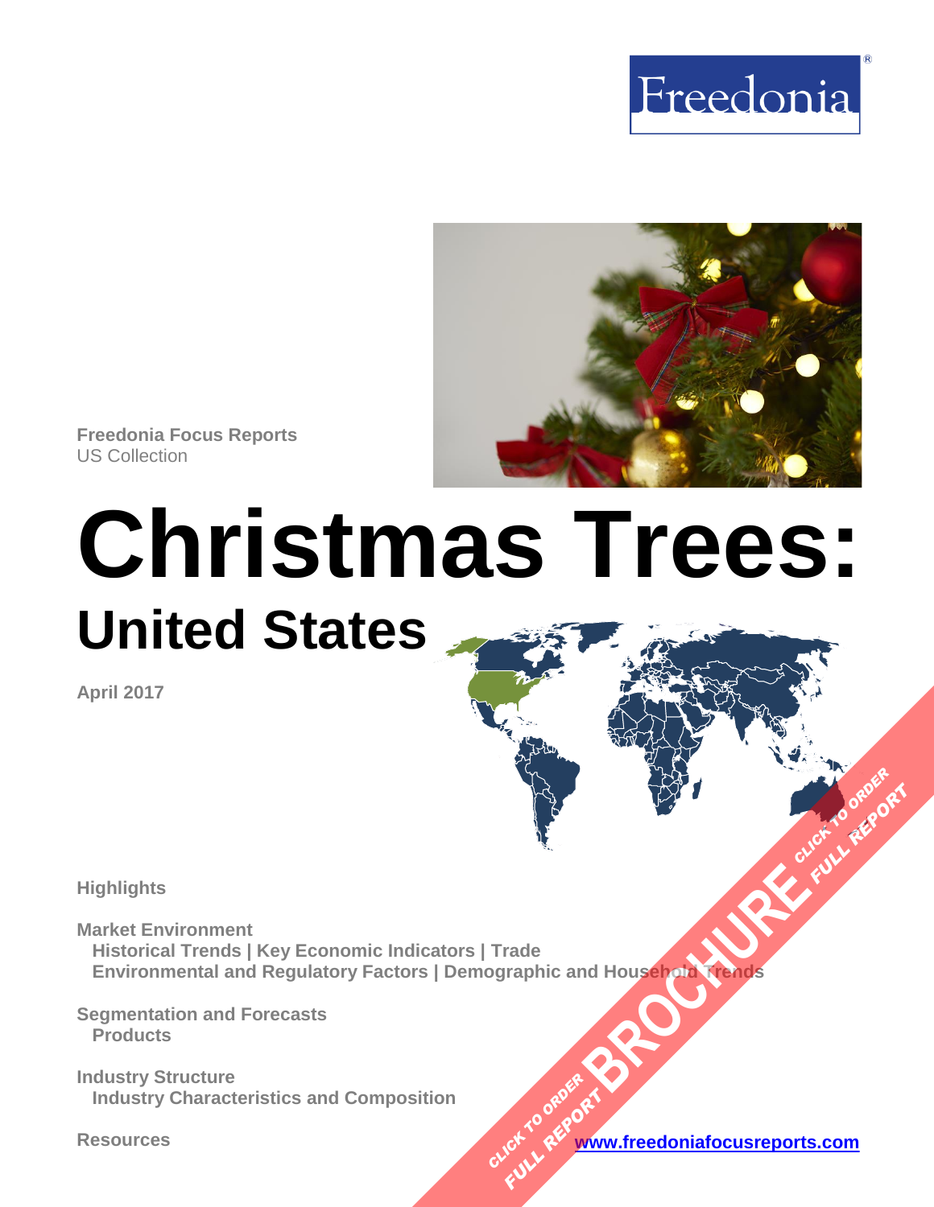Freedonia

**Freedonia Focus Reports**
US Collection

# Christmas Trees:

## United States

**April 2017**

**Highlights**

**Market Environment**
Historical Trends | Key Economic Indicators | Trade
Environmental and Regulatory Factors | Demographic and Household Trends

**Segmentation and Forecasts**
Products

**Industry Structure**
Industry Characteristics and Composition

**Resources**

www.freedoniafocusreports.com

CLICK TO ORDER FULL REPORT BROCHURE CLICK TO ORDER FULL REPORT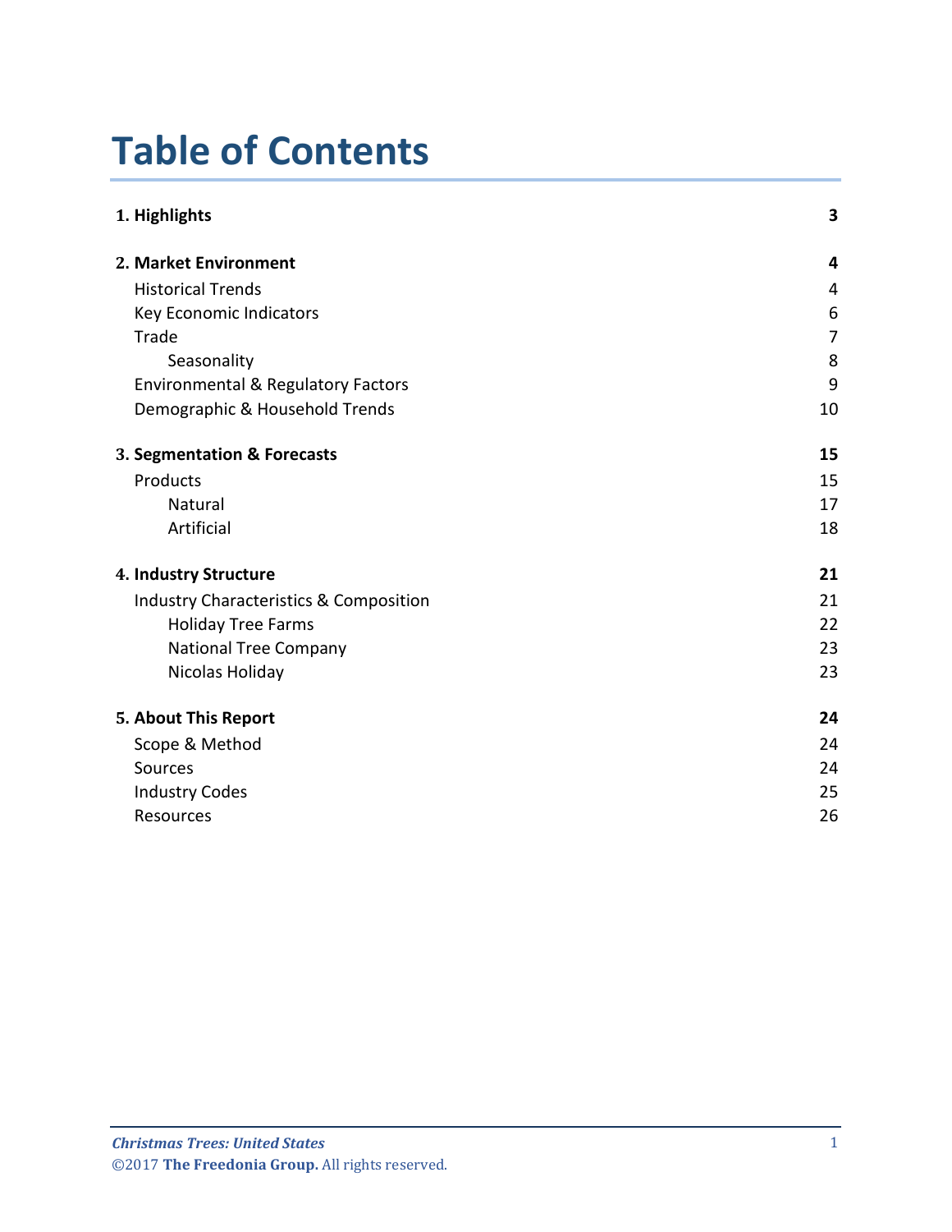# Table of Contents

| | |
|---|---|
| **1. Highlights** | **3** |
| **2. Market Environment** | **4** |
| Historical Trends | 4 |
| Key Economic Indicators | 6 |
| Trade | 7 |
| Seasonality | 8 |
| Environmental & Regulatory Factors | 9 |
| Demographic & Household Trends | 10 |
| **3. Segmentation & Forecasts** | **15** |
| Products | 15 |
| Natural | 17 |
| Artificial | 18 |
| **4. Industry Structure** | **21** |
| Industry Characteristics & Composition | 21 |
| Holiday Tree Farms | 22 |
| National Tree Company | 23 |
| Nicolas Holiday | 23 |
| **5. About This Report** | **24** |
| Scope & Method | 24 |
| Sources | 24 |
| Industry Codes | 25 |
| Resources | 26 |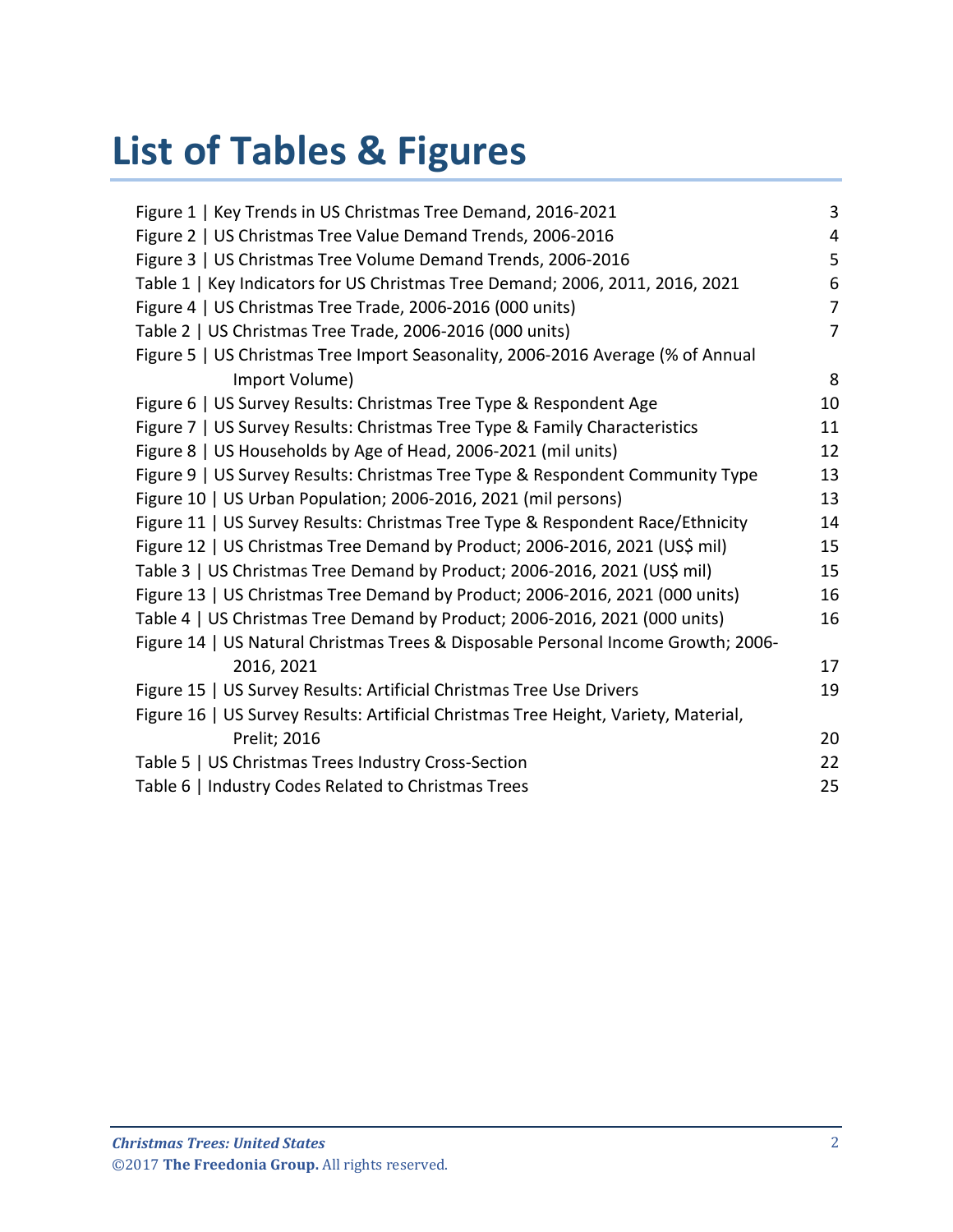# List of Tables & Figures

| | |
|---|---|
| Figure 1 \| Key Trends in US Christmas Tree Demand, 2016-2021 | 3 |
| Figure 2 \| US Christmas Tree Value Demand Trends, 2006-2016 | 4 |
| Figure 3 \| US Christmas Tree Volume Demand Trends, 2006-2016 | 5 |
| Table 1 \| Key Indicators for US Christmas Tree Demand; 2006, 2011, 2016, 2021 | 6 |
| Figure 4 \| US Christmas Tree Trade, 2006-2016 (000 units) | 7 |
| Table 2 \| US Christmas Tree Trade, 2006-2016 (000 units) | 7 |
| Figure 5 \| US Christmas Tree Import Seasonality, 2006-2016 Average (% of Annual Import Volume) | 8 |
| Figure 6 \| US Survey Results: Christmas Tree Type & Respondent Age | 10 |
| Figure 7 \| US Survey Results: Christmas Tree Type & Family Characteristics | 11 |
| Figure 8 \| US Households by Age of Head, 2006-2021 (mil units) | 12 |
| Figure 9 \| US Survey Results: Christmas Tree Type & Respondent Community Type | 13 |
| Figure 10 \| US Urban Population; 2006-2016, 2021 (mil persons) | 13 |
| Figure 11 \| US Survey Results: Christmas Tree Type & Respondent Race/Ethnicity | 14 |
| Figure 12 \| US Christmas Tree Demand by Product; 2006-2016, 2021 (US$ mil) | 15 |
| Table 3 \| US Christmas Tree Demand by Product; 2006-2016, 2021 (US$ mil) | 15 |
| Figure 13 \| US Christmas Tree Demand by Product; 2006-2016, 2021 (000 units) | 16 |
| Table 4 \| US Christmas Tree Demand by Product; 2006-2016, 2021 (000 units) | 16 |
| Figure 14 \| US Natural Christmas Trees & Disposable Personal Income Growth; 2006-2016, 2021 | 17 |
| Figure 15 \| US Survey Results: Artificial Christmas Tree Use Drivers | 19 |
| Figure 16 \| US Survey Results: Artificial Christmas Tree Height, Variety, Material, Prelit; 2016 | 20 |
| Table 5 \| US Christmas Trees Industry Cross-Section | 22 |
| Table 6 \| Industry Codes Related to Christmas Trees | 25 |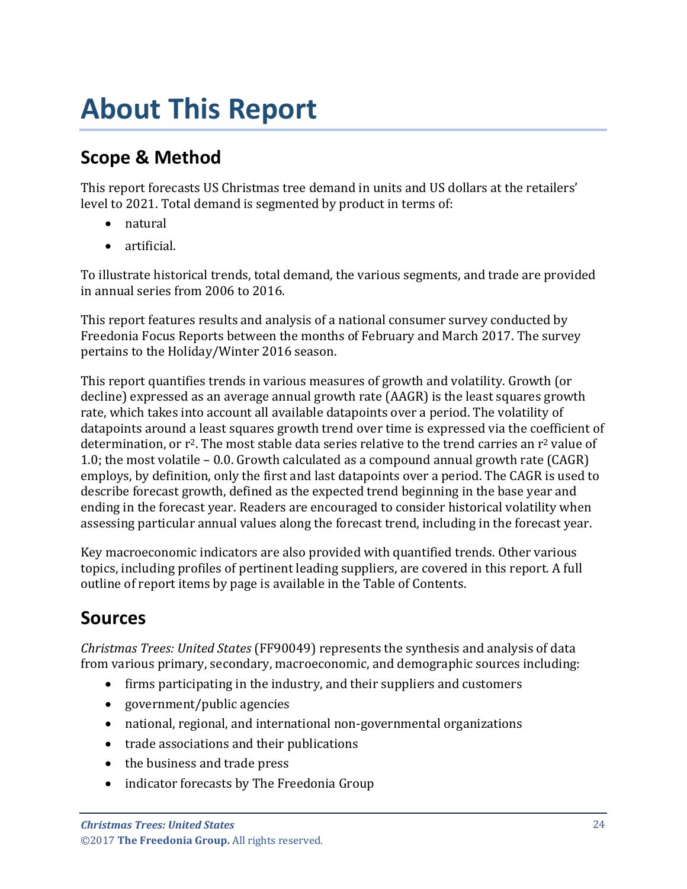# About This Report

## Scope & Method

This report forecasts US Christmas tree demand in units and US dollars at the retailers' level to 2021. Total demand is segmented by product in terms of:

- natural
- artificial.

To illustrate historical trends, total demand, the various segments, and trade are provided in annual series from 2006 to 2016.

This report features results and analysis of a national consumer survey conducted by Freedonia Focus Reports between the months of February and March 2017. The survey pertains to the Holiday/Winter 2016 season.

This report quantifies trends in various measures of growth and volatility. Growth (or decline) expressed as an average annual growth rate (AAGR) is the least squares growth rate, which takes into account all available datapoints over a period. The volatility of datapoints around a least squares growth trend over time is expressed via the coefficient of determination, or $r^2$. The most stable data series relative to the trend carries an $r^2$ value of 1.0; the most volatile – 0.0. Growth calculated as a compound annual growth rate (CAGR) employs, by definition, only the first and last datapoints over a period. The CAGR is used to describe forecast growth, defined as the expected trend beginning in the base year and ending in the forecast year. Readers are encouraged to consider historical volatility when assessing particular annual values along the forecast trend, including in the forecast year.

Key macroeconomic indicators are also provided with quantified trends. Other various topics, including profiles of pertinent leading suppliers, are covered in this report. A full outline of report items by page is available in the Table of Contents.

## Sources

*Christmas Trees: United States* (FF90049) represents the synthesis and analysis of data from various primary, secondary, macroeconomic, and demographic sources including:

- firms participating in the industry, and their suppliers and customers
- government/public agencies
- national, regional, and international non-governmental organizations
- trade associations and their publications
- the business and trade press
- indicator forecasts by The Freedonia Group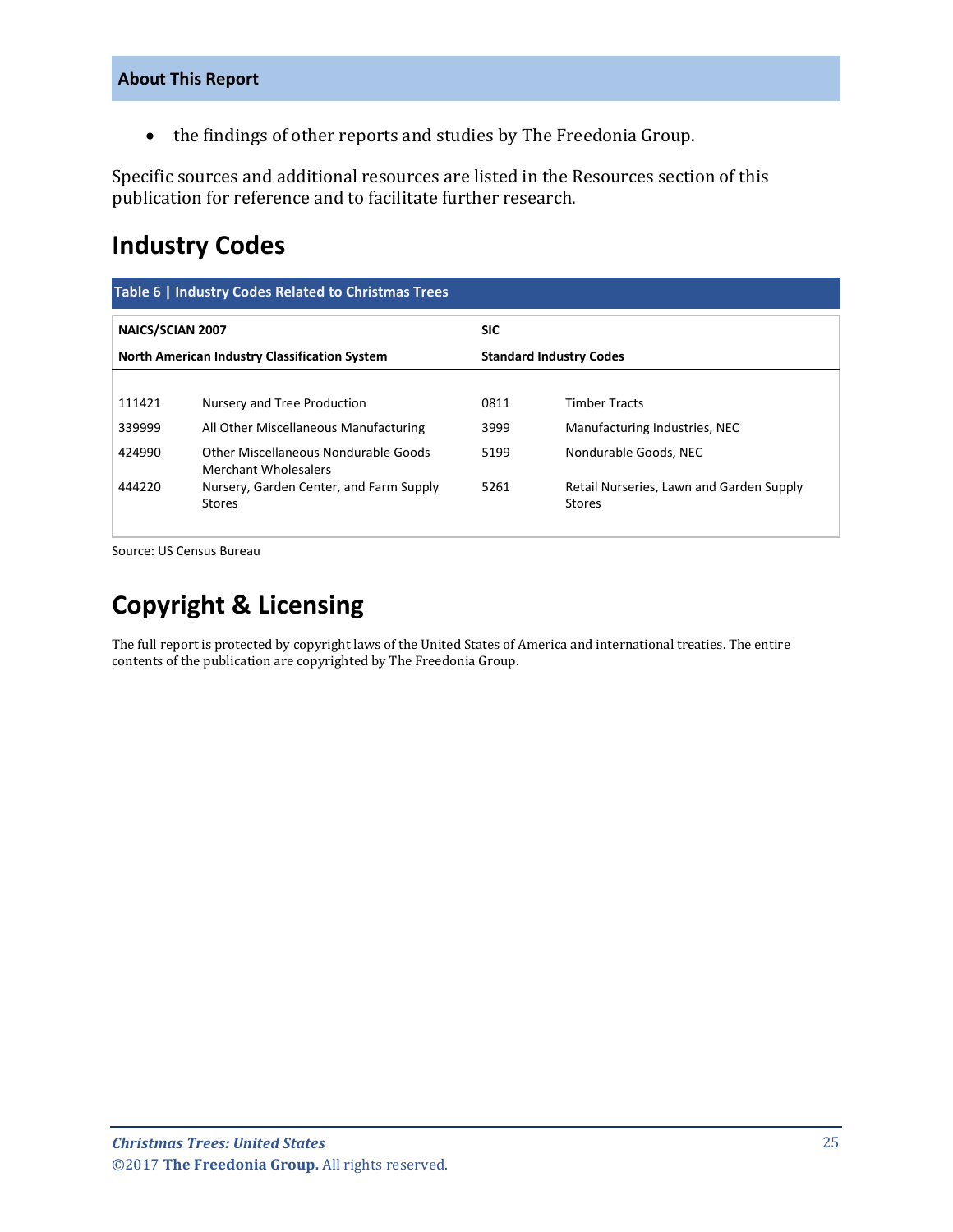- the findings of other reports and studies by The Freedonia Group.

Specific sources and additional resources are listed in the Resources section of this publication for reference and to facilitate further research.

## Industry Codes

**Table 6 | Industry Codes Related to Christmas Trees**

| NAICS/SCIAN 2007 | | SIC | |
|---|---|---|---|
| **North American Industry Classification System** | | **Standard Industry Codes** | |
| 111421 | Nursery and Tree Production | 0811 | Timber Tracts |
| 339999 | All Other Miscellaneous Manufacturing | 3999 | Manufacturing Industries, NEC |
| 424990 | Other Miscellaneous Nondurable Goods Merchant Wholesalers | 5199 | Nondurable Goods, NEC |
| 444220 | Nursery, Garden Center, and Farm Supply Stores | 5261 | Retail Nurseries, Lawn and Garden Supply Stores |

Source: US Census Bureau

## Copyright & Licensing

The full report is protected by copyright laws of the United States of America and international treaties. The entire contents of the publication are copyrighted by The Freedonia Group.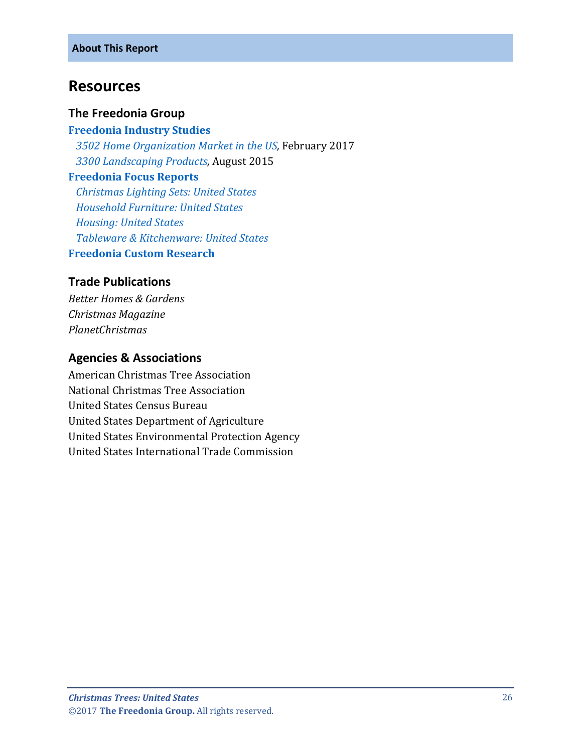## Resources

### The Freedonia Group

**Freedonia Industry Studies**

*3502 Home Organization Market in the US*, February 2017
*3300 Landscaping Products*, August 2015

**Freedonia Focus Reports**

*Christmas Lighting Sets: United States*
*Household Furniture: United States*
*Housing: United States*
*Tableware & Kitchenware: United States*

**Freedonia Custom Research**

### Trade Publications

*Better Homes & Gardens*
*Christmas Magazine*
*PlanetChristmas*

### Agencies & Associations

American Christmas Tree Association
National Christmas Tree Association
United States Census Bureau
United States Department of Agriculture
United States Environmental Protection Agency
United States International Trade Commission